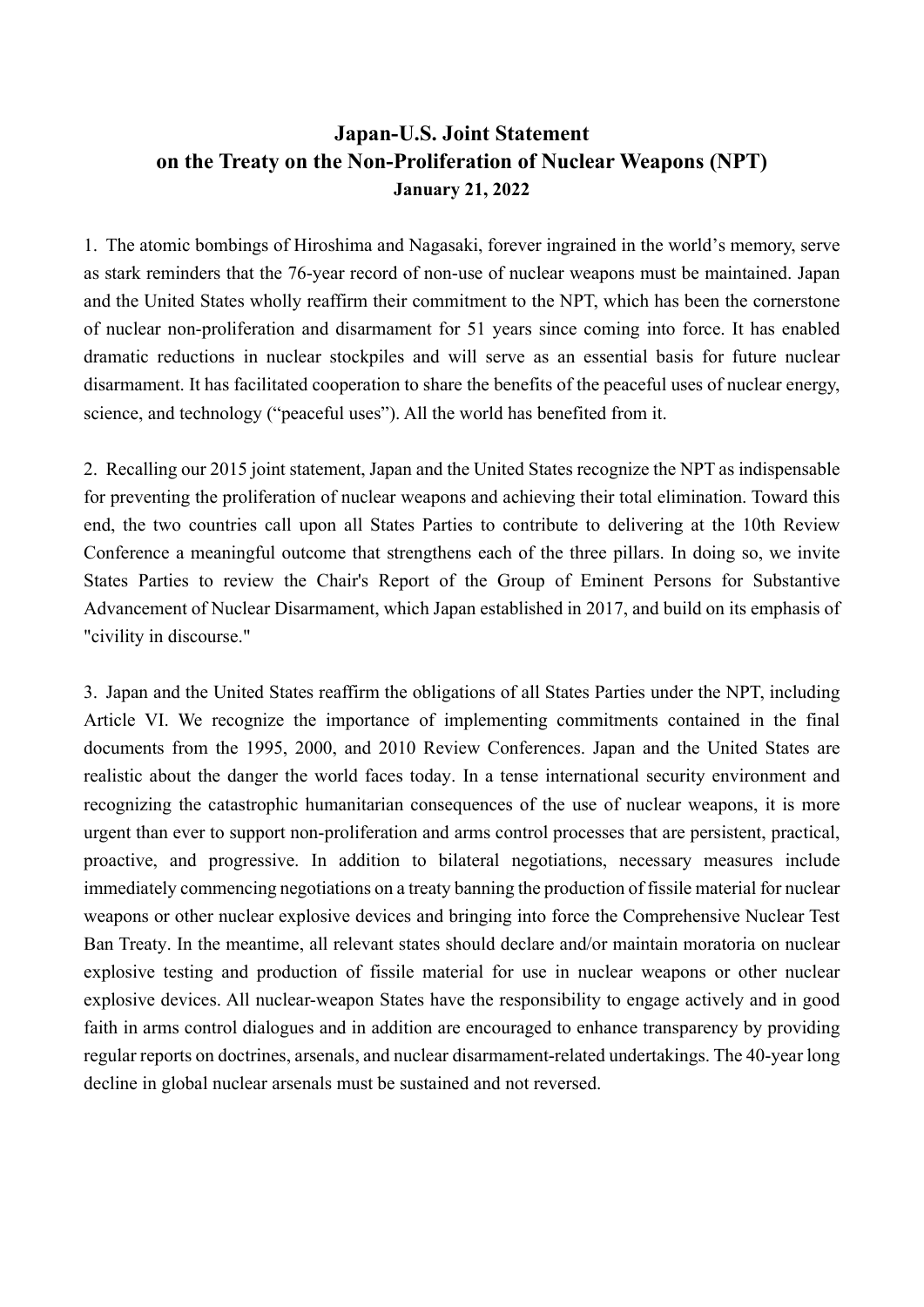# Japan-U.S. Joint Statement on the Treaty on the Non-Proliferation of Nuclear Weapons (NPT)

**January 21, 2022**

1. The atomic bombings of Hiroshima and Nagasaki, forever ingrained in the world's memory, serve as stark reminders that the 76-year record of non-use of nuclear weapons must be maintained. Japan and the United States wholly reaffirm their commitment to the NPT, which has been the cornerstone of nuclear non-proliferation and disarmament for 51 years since coming into force. It has enabled dramatic reductions in nuclear stockpiles and will serve as an essential basis for future nuclear disarmament. It has facilitated cooperation to share the benefits of the peaceful uses of nuclear energy, science, and technology ("peaceful uses"). All the world has benefited from it.

2. Recalling our 2015 joint statement, Japan and the United States recognize the NPT as indispensable for preventing the proliferation of nuclear weapons and achieving their total elimination. Toward this end, the two countries call upon all States Parties to contribute to delivering at the 10th Review Conference a meaningful outcome that strengthens each of the three pillars. In doing so, we invite States Parties to review the Chair's Report of the Group of Eminent Persons for Substantive Advancement of Nuclear Disarmament, which Japan established in 2017, and build on its emphasis of "civility in discourse."

3. Japan and the United States reaffirm the obligations of all States Parties under the NPT, including Article VI. We recognize the importance of implementing commitments contained in the final documents from the 1995, 2000, and 2010 Review Conferences. Japan and the United States are realistic about the danger the world faces today. In a tense international security environment and recognizing the catastrophic humanitarian consequences of the use of nuclear weapons, it is more urgent than ever to support non-proliferation and arms control processes that are persistent, practical, proactive, and progressive. In addition to bilateral negotiations, necessary measures include immediately commencing negotiations on a treaty banning the production of fissile material for nuclear weapons or other nuclear explosive devices and bringing into force the Comprehensive Nuclear Test Ban Treaty. In the meantime, all relevant states should declare and/or maintain moratoria on nuclear explosive testing and production of fissile material for use in nuclear weapons or other nuclear explosive devices. All nuclear-weapon States have the responsibility to engage actively and in good faith in arms control dialogues and in addition are encouraged to enhance transparency by providing regular reports on doctrines, arsenals, and nuclear disarmament-related undertakings. The 40-year long decline in global nuclear arsenals must be sustained and not reversed.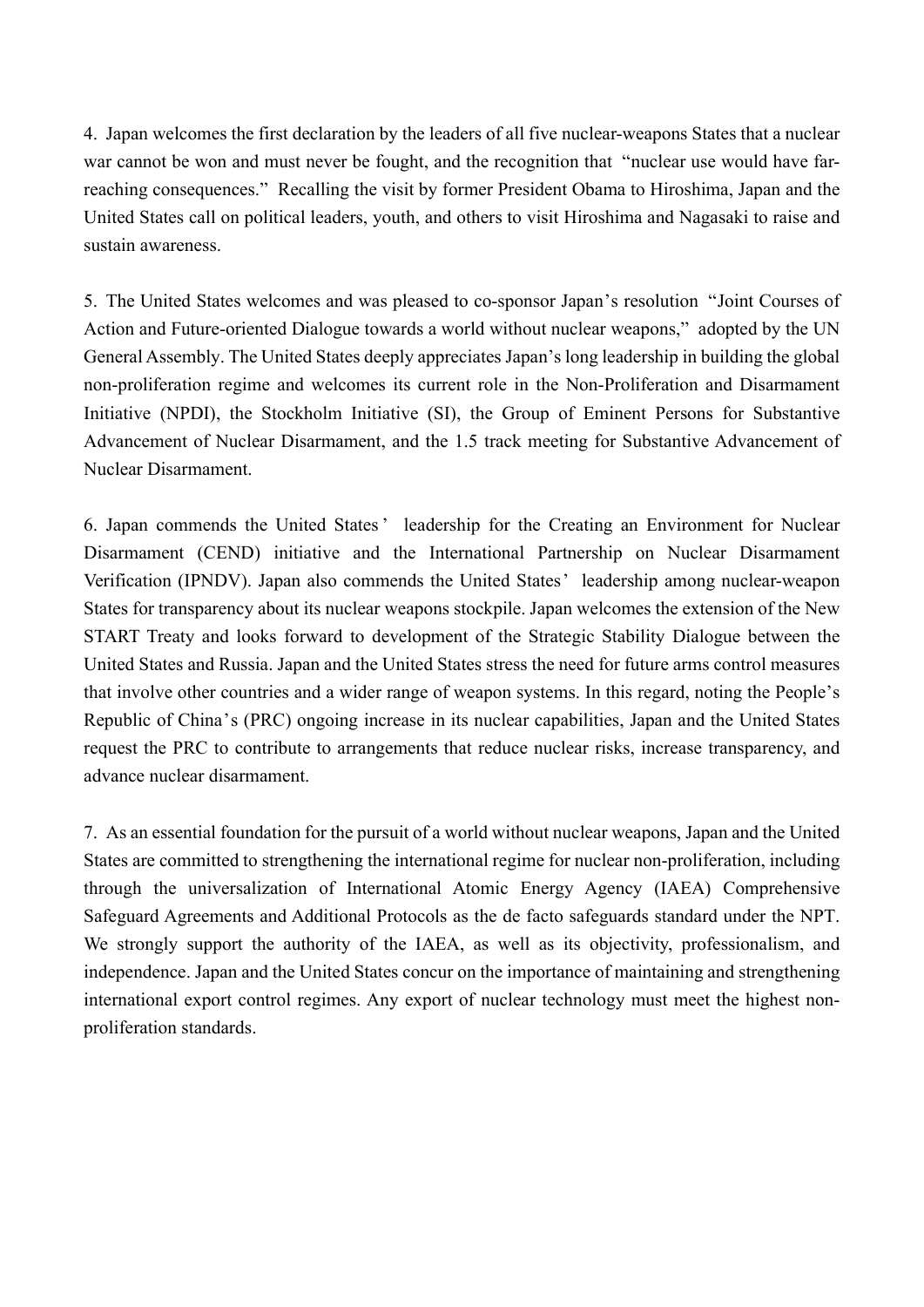4. Japan welcomes the first declaration by the leaders of all five nuclear-weapons States that a nuclear war cannot be won and must never be fought, and the recognition that "nuclear use would have far-reaching consequences." Recalling the visit by former President Obama to Hiroshima, Japan and the United States call on political leaders, youth, and others to visit Hiroshima and Nagasaki to raise and sustain awareness.

5. The United States welcomes and was pleased to co-sponsor Japan's resolution "Joint Courses of Action and Future-oriented Dialogue towards a world without nuclear weapons," adopted by the UN General Assembly. The United States deeply appreciates Japan's long leadership in building the global non-proliferation regime and welcomes its current role in the Non-Proliferation and Disarmament Initiative (NPDI), the Stockholm Initiative (SI), the Group of Eminent Persons for Substantive Advancement of Nuclear Disarmament, and the 1.5 track meeting for Substantive Advancement of Nuclear Disarmament.

6. Japan commends the United States' leadership for the Creating an Environment for Nuclear Disarmament (CEND) initiative and the International Partnership on Nuclear Disarmament Verification (IPNDV). Japan also commends the United States' leadership among nuclear-weapon States for transparency about its nuclear weapons stockpile. Japan welcomes the extension of the New START Treaty and looks forward to development of the Strategic Stability Dialogue between the United States and Russia. Japan and the United States stress the need for future arms control measures that involve other countries and a wider range of weapon systems. In this regard, noting the People's Republic of China's (PRC) ongoing increase in its nuclear capabilities, Japan and the United States request the PRC to contribute to arrangements that reduce nuclear risks, increase transparency, and advance nuclear disarmament.

7. As an essential foundation for the pursuit of a world without nuclear weapons, Japan and the United States are committed to strengthening the international regime for nuclear non-proliferation, including through the universalization of International Atomic Energy Agency (IAEA) Comprehensive Safeguard Agreements and Additional Protocols as the de facto safeguards standard under the NPT. We strongly support the authority of the IAEA, as well as its objectivity, professionalism, and independence. Japan and the United States concur on the importance of maintaining and strengthening international export control regimes. Any export of nuclear technology must meet the highest non-proliferation standards.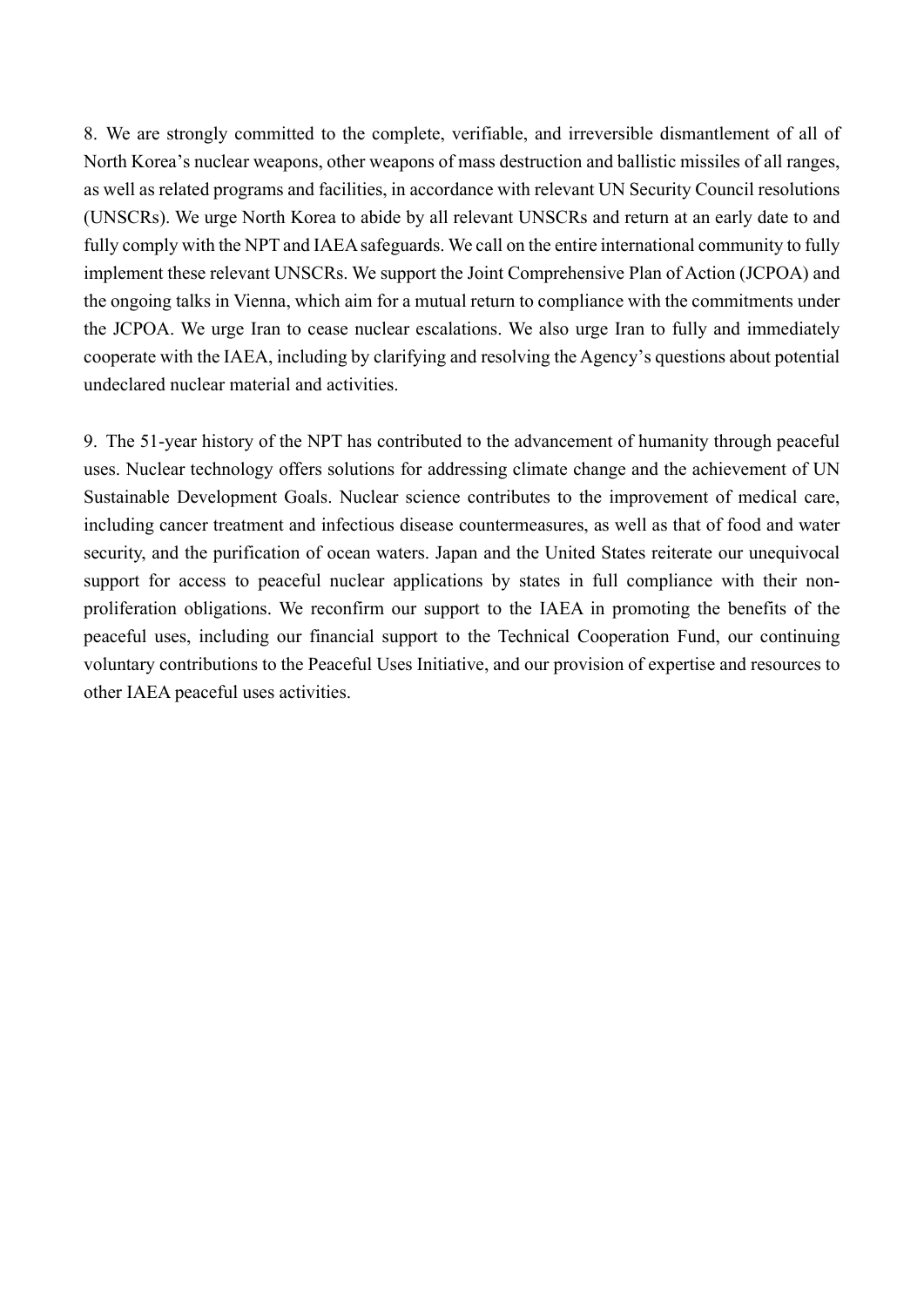8. We are strongly committed to the complete, verifiable, and irreversible dismantlement of all of North Korea's nuclear weapons, other weapons of mass destruction and ballistic missiles of all ranges, as well as related programs and facilities, in accordance with relevant UN Security Council resolutions (UNSCRs). We urge North Korea to abide by all relevant UNSCRs and return at an early date to and fully comply with the NPT and IAEA safeguards. We call on the entire international community to fully implement these relevant UNSCRs. We support the Joint Comprehensive Plan of Action (JCPOA) and the ongoing talks in Vienna, which aim for a mutual return to compliance with the commitments under the JCPOA. We urge Iran to cease nuclear escalations. We also urge Iran to fully and immediately cooperate with the IAEA, including by clarifying and resolving the Agency's questions about potential undeclared nuclear material and activities.

9. The 51-year history of the NPT has contributed to the advancement of humanity through peaceful uses. Nuclear technology offers solutions for addressing climate change and the achievement of UN Sustainable Development Goals. Nuclear science contributes to the improvement of medical care, including cancer treatment and infectious disease countermeasures, as well as that of food and water security, and the purification of ocean waters. Japan and the United States reiterate our unequivocal support for access to peaceful nuclear applications by states in full compliance with their non-proliferation obligations. We reconfirm our support to the IAEA in promoting the benefits of the peaceful uses, including our financial support to the Technical Cooperation Fund, our continuing voluntary contributions to the Peaceful Uses Initiative, and our provision of expertise and resources to other IAEA peaceful uses activities.